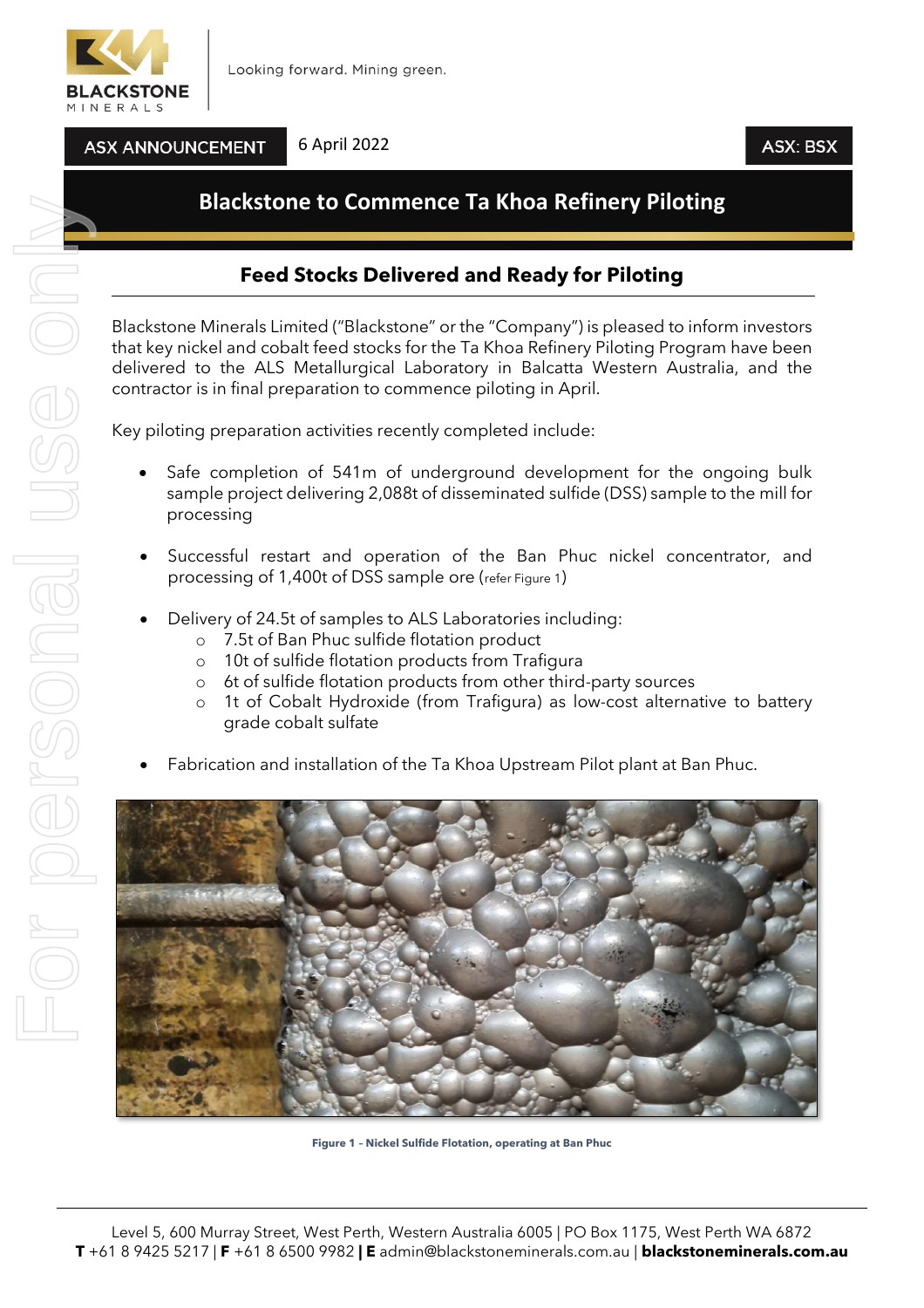ASX ANNOUNCEMENT 6 April 2022 ASX: BSX

# Blackstone to Commence Ta Khoa Refinery Piloting

## Feed Stocks Delivered and Ready for Piloting

Blackstone Minerals Limited ("Blackstone" or the "Company") is pleased to inform investors that key nickel and cobalt feed stocks for the Ta Khoa Refinery Piloting Program have been delivered to the ALS Metallurgical Laboratory in Balcatta Western Australia, and the contractor is in final preparation to commence piloting in April.

Key piloting preparation activities recently completed include:

- Safe completion of 541m of underground development for the ongoing bulk sample project delivering 2,088t of disseminated sulfide (DSS) sample to the mill for processing
- Successful restart and operation of the Ban Phuc nickel concentrator, and processing of 1,400t of DSS sample ore (refer Figure 1)
- Delivery of 24.5t of samples to ALS Laboratories including:
  - 7.5t of Ban Phuc sulfide flotation product
  - 10t of sulfide flotation products from Trafigura
  - 6t of sulfide flotation products from other third-party sources
  - 1t of Cobalt Hydroxide (from Trafigura) as low-cost alternative to battery grade cobalt sulfate
- Fabrication and installation of the Ta Khoa Upstream Pilot plant at Ban Phuc.

**Figure 1 – Nickel Sulfide Flotation, operating at Ban Phuc**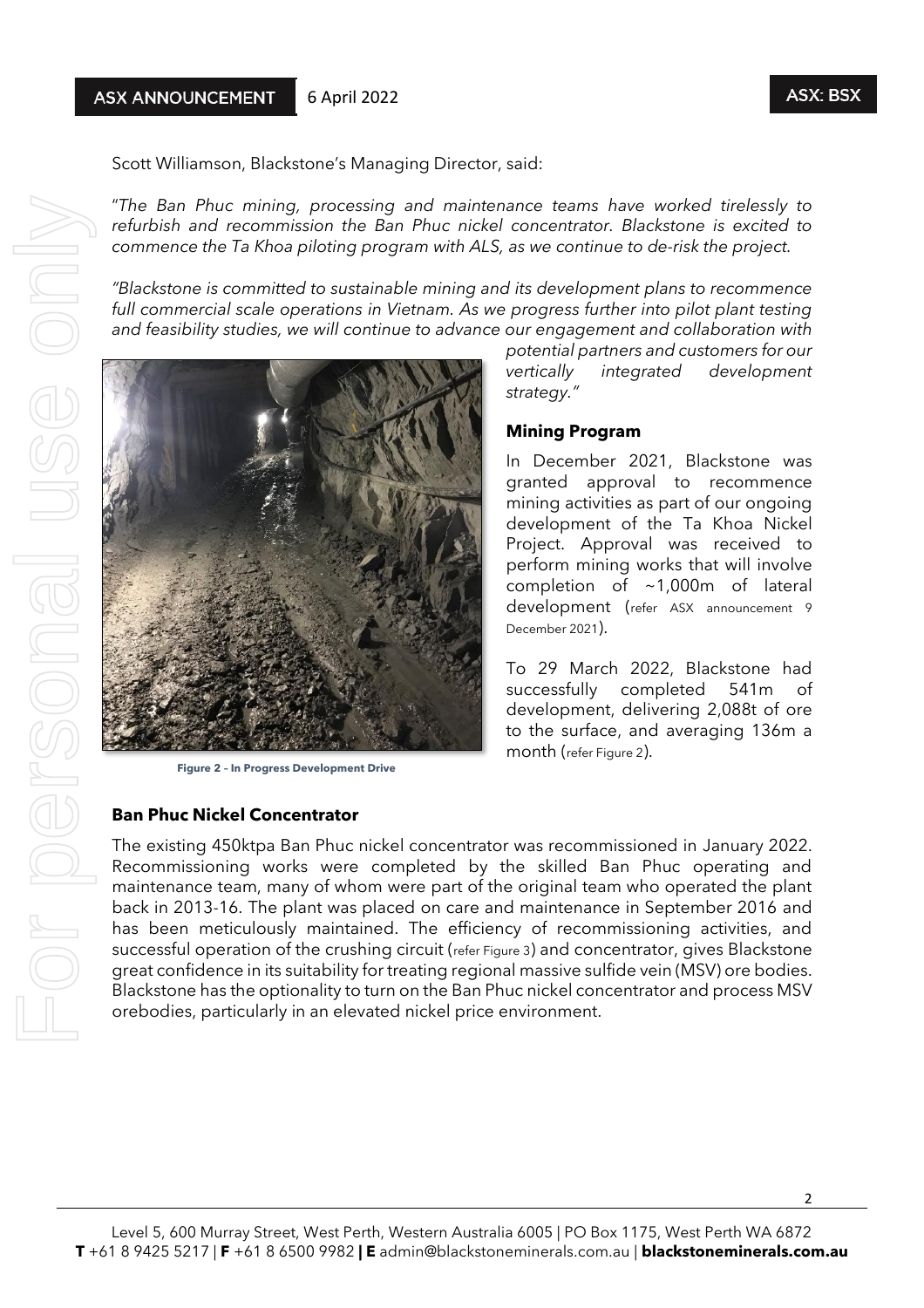Scott Williamson, Blackstone's Managing Director, said:

*"The Ban Phuc mining, processing and maintenance teams have worked tirelessly to refurbish and recommission the Ban Phuc nickel concentrator. Blackstone is excited to commence the Ta Khoa piloting program with ALS, as we continue to de-risk the project.*

*"Blackstone is committed to sustainable mining and its development plans to recommence full commercial scale operations in Vietnam. As we progress further into pilot plant testing and feasibility studies, we will continue to advance our engagement and collaboration with potential partners and customers for our vertically integrated development strategy."*

**Figure 2 – In Progress Development Drive**

### Mining Program

In December 2021, Blackstone was granted approval to recommence mining activities as part of our ongoing development of the Ta Khoa Nickel Project. Approval was received to perform mining works that will involve completion of ~1,000m of lateral development (refer ASX announcement 9 December 2021).

To 29 March 2022, Blackstone had successfully completed 541m of development, delivering 2,088t of ore to the surface, and averaging 136m a month (refer Figure 2).

### Ban Phuc Nickel Concentrator

The existing 450ktpa Ban Phuc nickel concentrator was recommissioned in January 2022. Recommissioning works were completed by the skilled Ban Phuc operating and maintenance team, many of whom were part of the original team who operated the plant back in 2013-16. The plant was placed on care and maintenance in September 2016 and has been meticulously maintained. The efficiency of recommissioning activities, and successful operation of the crushing circuit (refer Figure 3) and concentrator, gives Blackstone great confidence in its suitability for treating regional massive sulfide vein (MSV) ore bodies. Blackstone has the optionality to turn on the Ban Phuc nickel concentrator and process MSV orebodies, particularly in an elevated nickel price environment.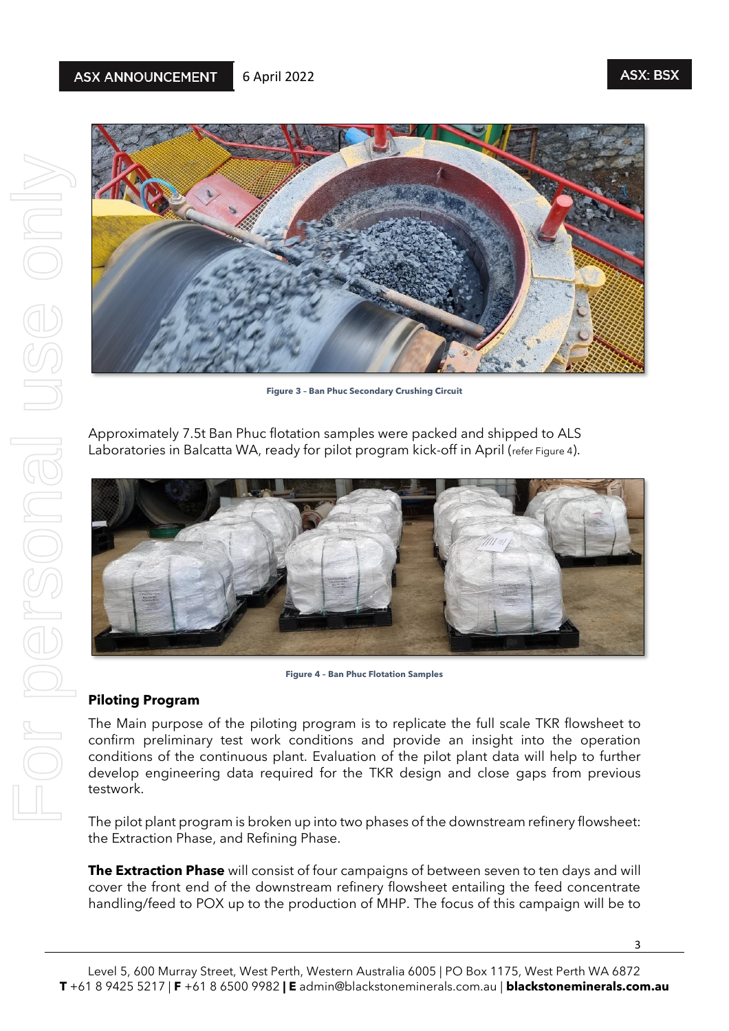Figure 3 – Ban Phuc Secondary Crushing Circuit

Approximately 7.5t Ban Phuc flotation samples were packed and shipped to ALS Laboratories in Balcatta WA, ready for pilot program kick-off in April (refer Figure 4).

Figure 4 – Ban Phuc Flotation Samples

**Piloting Program**

The Main purpose of the piloting program is to replicate the full scale TKR flowsheet to confirm preliminary test work conditions and provide an insight into the operation conditions of the continuous plant. Evaluation of the pilot plant data will help to further develop engineering data required for the TKR design and close gaps from previous testwork.

The pilot plant program is broken up into two phases of the downstream refinery flowsheet: the Extraction Phase, and Refining Phase.

**The Extraction Phase** will consist of four campaigns of between seven to ten days and will cover the front end of the downstream refinery flowsheet entailing the feed concentrate handling/feed to POX up to the production of MHP. The focus of this campaign will be to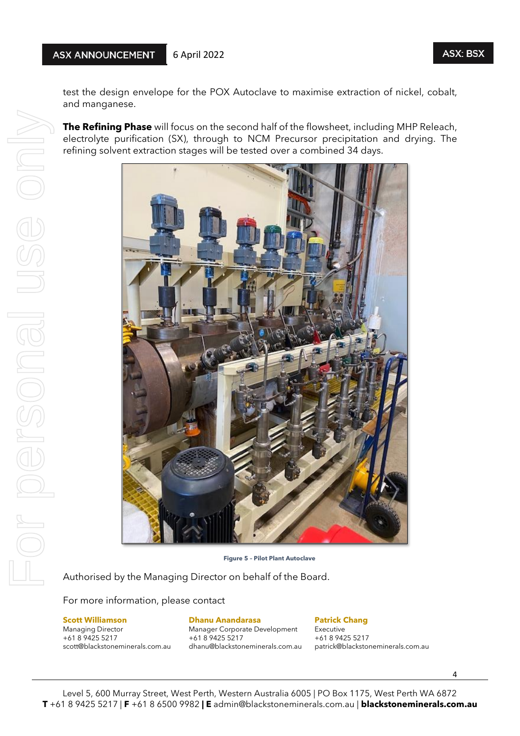test the design envelope for the POX Autoclave to maximise extraction of nickel, cobalt, and manganese.

**The Refining Phase** will focus on the second half of the flowsheet, including MHP Releach, electrolyte purification (SX), through to NCM Precursor precipitation and drying. The refining solvent extraction stages will be tested over a combined 34 days.

**Figure 5 – Pilot Plant Autoclave**

Authorised by the Managing Director on behalf of the Board.

For more information, please contact

**Scott Williamson**
Managing Director
+61 8 9425 5217
scott@blackstoneminerals.com.au

**Dhanu Anandarasa**
Manager Corporate Development
+61 8 9425 5217
dhanu@blackstoneminerals.com.au

**Patrick Chang**
Executive
+61 8 9425 5217
patrick@blackstoneminerals.com.au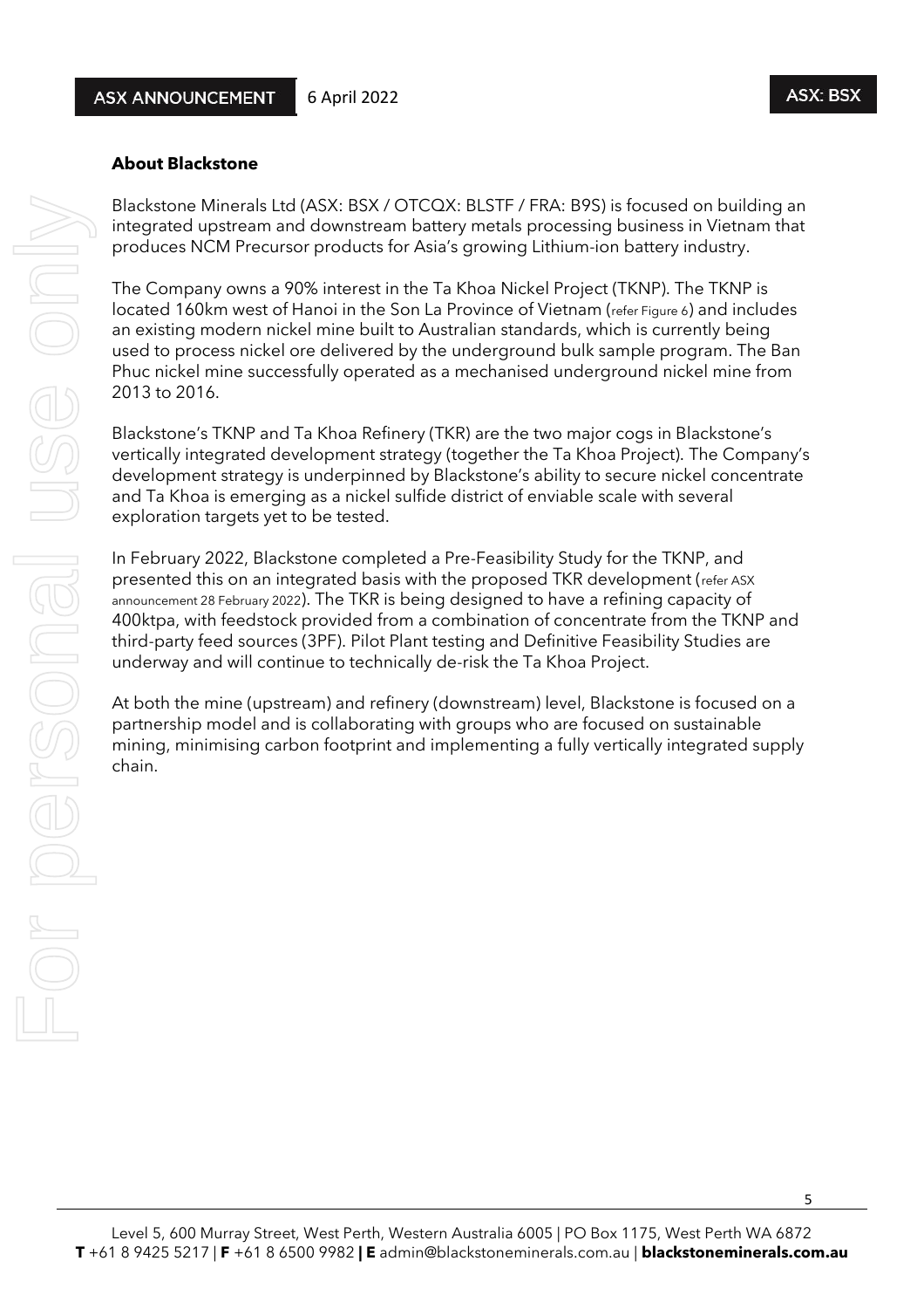**About Blackstone**

Blackstone Minerals Ltd (ASX: BSX / OTCQX: BLSTF / FRA: B9S) is focused on building an integrated upstream and downstream battery metals processing business in Vietnam that produces NCM Precursor products for Asia's growing Lithium-ion battery industry.

The Company owns a 90% interest in the Ta Khoa Nickel Project (TKNP). The TKNP is located 160km west of Hanoi in the Son La Province of Vietnam (refer Figure 6) and includes an existing modern nickel mine built to Australian standards, which is currently being used to process nickel ore delivered by the underground bulk sample program. The Ban Phuc nickel mine successfully operated as a mechanised underground nickel mine from 2013 to 2016.

Blackstone's TKNP and Ta Khoa Refinery (TKR) are the two major cogs in Blackstone's vertically integrated development strategy (together the Ta Khoa Project). The Company's development strategy is underpinned by Blackstone's ability to secure nickel concentrate and Ta Khoa is emerging as a nickel sulfide district of enviable scale with several exploration targets yet to be tested.

In February 2022, Blackstone completed a Pre-Feasibility Study for the TKNP, and presented this on an integrated basis with the proposed TKR development (refer ASX announcement 28 February 2022). The TKR is being designed to have a refining capacity of 400ktpa, with feedstock provided from a combination of concentrate from the TKNP and third-party feed sources (3PF). Pilot Plant testing and Definitive Feasibility Studies are underway and will continue to technically de-risk the Ta Khoa Project.

At both the mine (upstream) and refinery (downstream) level, Blackstone is focused on a partnership model and is collaborating with groups who are focused on sustainable mining, minimising carbon footprint and implementing a fully vertically integrated supply chain.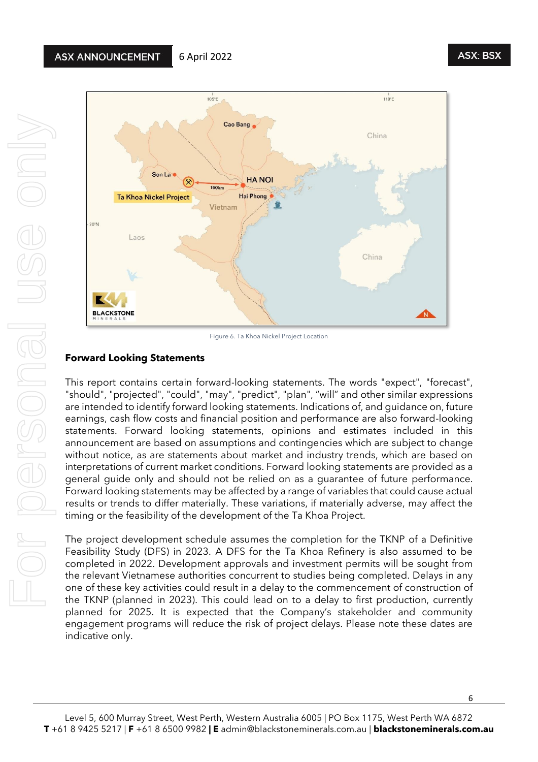Cao Bang
China
Son La
HA NOI
160km
Ta Khoa Nickel Project
Hai Phong
Vietnam
Laos
China
BLACKSTONE MINERALS
N

Figure 6. Ta Khoa Nickel Project Location

## Forward Looking Statements

This report contains certain forward-looking statements. The words "expect", "forecast", "should", "projected", "could", "may", "predict", "plan", "will" and other similar expressions are intended to identify forward looking statements. Indications of, and guidance on, future earnings, cash flow costs and financial position and performance are also forward-looking statements. Forward looking statements, opinions and estimates included in this announcement are based on assumptions and contingencies which are subject to change without notice, as are statements about market and industry trends, which are based on interpretations of current market conditions. Forward looking statements are provided as a general guide only and should not be relied on as a guarantee of future performance. Forward looking statements may be affected by a range of variables that could cause actual results or trends to differ materially. These variations, if materially adverse, may affect the timing or the feasibility of the development of the Ta Khoa Project.

The project development schedule assumes the completion for the TKNP of a Definitive Feasibility Study (DFS) in 2023. A DFS for the Ta Khoa Refinery is also assumed to be completed in 2022. Development approvals and investment permits will be sought from the relevant Vietnamese authorities concurrent to studies being completed. Delays in any one of these key activities could result in a delay to the commencement of construction of the TKNP (planned in 2023). This could lead on to a delay to first production, currently planned for 2025. It is expected that the Company's stakeholder and community engagement programs will reduce the risk of project delays. Please note these dates are indicative only.